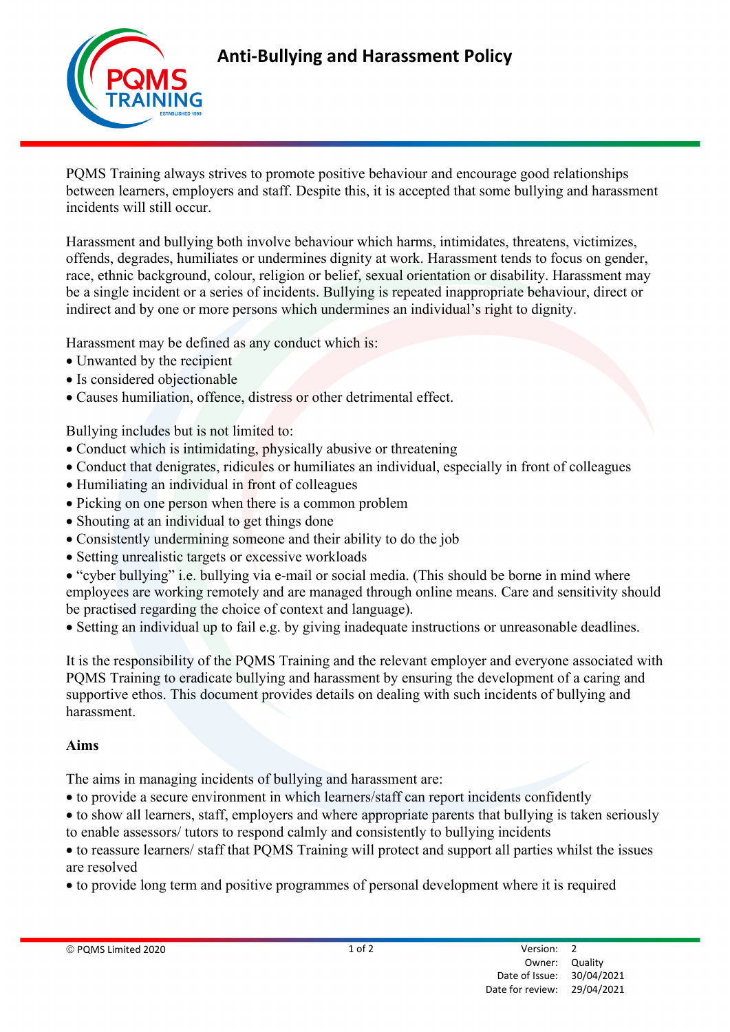# Anti-Bullying and Harassment Policy

PQMS Training always strives to promote positive behaviour and encourage good relationships between learners, employers and staff. Despite this, it is accepted that some bullying and harassment incidents will still occur.

Harassment and bullying both involve behaviour which harms, intimidates, threatens, victimizes, offends, degrades, humiliates or undermines dignity at work. Harassment tends to focus on gender, race, ethnic background, colour, religion or belief, sexual orientation or disability. Harassment may be a single incident or a series of incidents. Bullying is repeated inappropriate behaviour, direct or indirect and by one or more persons which undermines an individual's right to dignity.

Harassment may be defined as any conduct which is:

- Unwanted by the recipient
- Is considered objectionable
- Causes humiliation, offence, distress or other detrimental effect.

Bullying includes but is not limited to:

- Conduct which is intimidating, physically abusive or threatening
- Conduct that denigrates, ridicules or humiliates an individual, especially in front of colleagues
- Humiliating an individual in front of colleagues
- Picking on one person when there is a common problem
- Shouting at an individual to get things done
- Consistently undermining someone and their ability to do the job
- Setting unrealistic targets or excessive workloads
- "cyber bullying" i.e. bullying via e-mail or social media. (This should be borne in mind where employees are working remotely and are managed through online means. Care and sensitivity should be practised regarding the choice of context and language).
- Setting an individual up to fail e.g. by giving inadequate instructions or unreasonable deadlines.

It is the responsibility of the PQMS Training and the relevant employer and everyone associated with PQMS Training to eradicate bullying and harassment by ensuring the development of a caring and supportive ethos. This document provides details on dealing with such incidents of bullying and harassment.

**Aims**

The aims in managing incidents of bullying and harassment are:

- to provide a secure environment in which learners/staff can report incidents confidently
- to show all learners, staff, employers and where appropriate parents that bullying is taken seriously to enable assessors/ tutors to respond calmly and consistently to bullying incidents
- to reassure learners/ staff that PQMS Training will protect and support all parties whilst the issues are resolved
- to provide long term and positive programmes of personal development where it is required

| | |
|---|---|
| Version: | 2 |
| Owner: | Quality |
| Date of Issue: | 30/04/2021 |
| Date for review: | 29/04/2021 |

© PQMS Limited 2020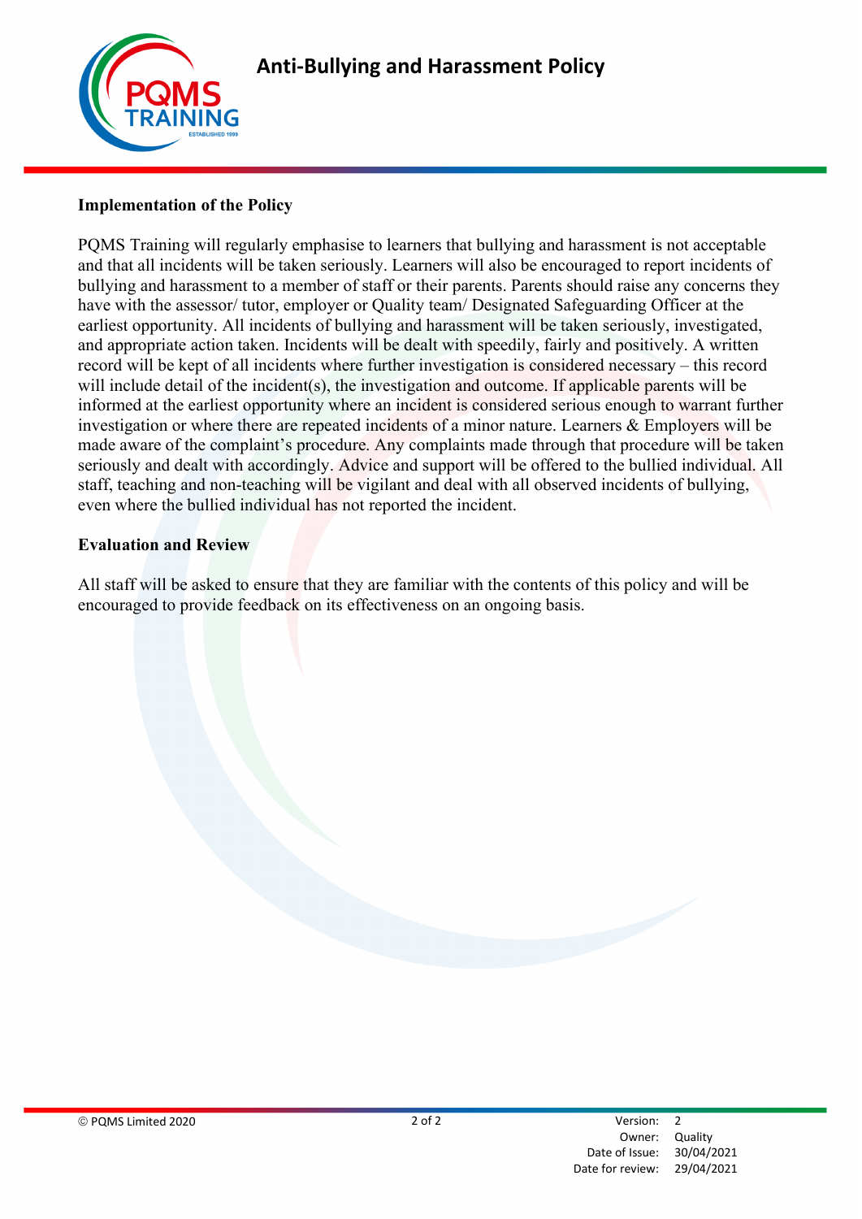**Implementation of the Policy**

PQMS Training will regularly emphasise to learners that bullying and harassment is not acceptable and that all incidents will be taken seriously. Learners will also be encouraged to report incidents of bullying and harassment to a member of staff or their parents. Parents should raise any concerns they have with the assessor/ tutor, employer or Quality team/ Designated Safeguarding Officer at the earliest opportunity. All incidents of bullying and harassment will be taken seriously, investigated, and appropriate action taken. Incidents will be dealt with speedily, fairly and positively. A written record will be kept of all incidents where further investigation is considered necessary – this record will include detail of the incident(s), the investigation and outcome. If applicable parents will be informed at the earliest opportunity where an incident is considered serious enough to warrant further investigation or where there are repeated incidents of a minor nature. Learners & Employers will be made aware of the complaint's procedure. Any complaints made through that procedure will be taken seriously and dealt with accordingly. Advice and support will be offered to the bullied individual. All staff, teaching and non-teaching will be vigilant and deal with all observed incidents of bullying, even where the bullied individual has not reported the incident.

**Evaluation and Review**

All staff will be asked to ensure that they are familiar with the contents of this policy and will be encouraged to provide feedback on its effectiveness on an ongoing basis.